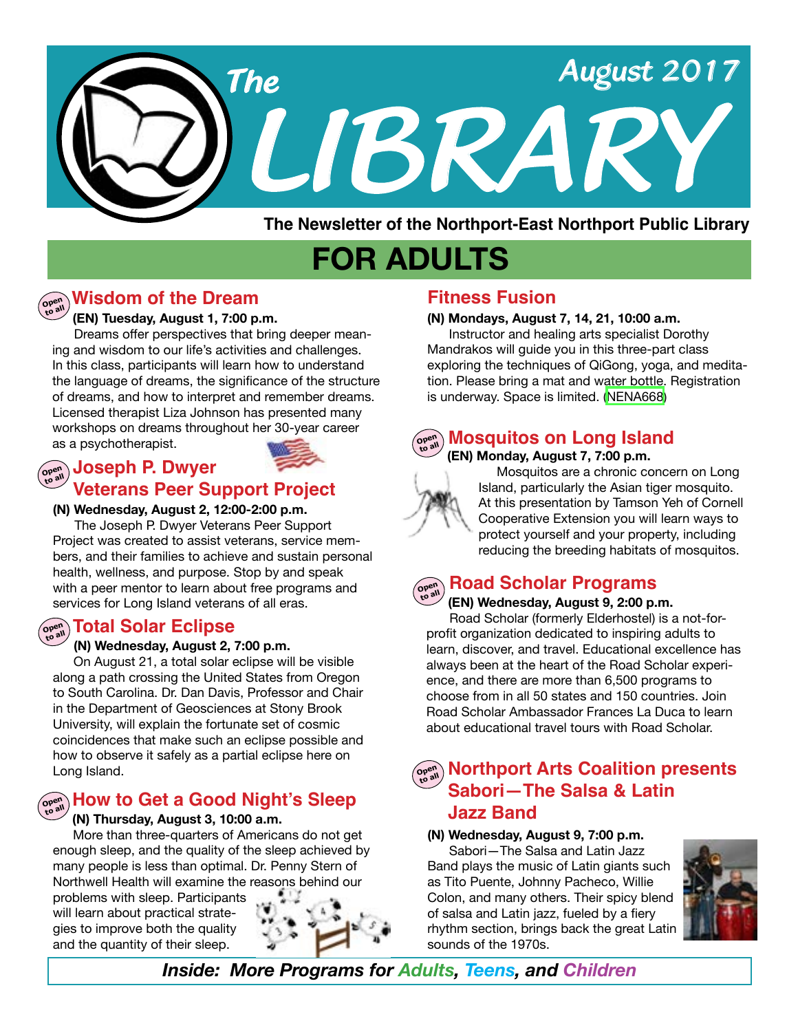# The LIBRARY

August 2017

The Newsletter of the Northport-East Northport Public Library

## FOR ADULTS

### Wisdom of the Dream

Open to all

**(EN) Tuesday, August 1, 7:00 p.m.**

Dreams offer perspectives that bring deeper meaning and wisdom to our life's activities and challenges. In this class, participants will learn how to understand the language of dreams, the significance of the structure of dreams, and how to interpret and remember dreams. Licensed therapist Liza Johnson has presented many workshops on dreams throughout her 30-year career as a psychotherapist.

### Joseph P. Dwyer Veterans Peer Support Project

Open to all

**(N) Wednesday, August 2, 12:00-2:00 p.m.**

The Joseph P. Dwyer Veterans Peer Support Project was created to assist veterans, service members, and their families to achieve and sustain personal health, wellness, and purpose. Stop by and speak with a peer mentor to learn about free programs and services for Long Island veterans of all eras.

### Total Solar Eclipse

Open to all

**(N) Wednesday, August 2, 7:00 p.m.**

On August 21, a total solar eclipse will be visible along a path crossing the United States from Oregon to South Carolina. Dr. Dan Davis, Professor and Chair in the Department of Geosciences at Stony Brook University, will explain the fortunate set of cosmic coincidences that make such an eclipse possible and how to observe it safely as a partial eclipse here on Long Island.

### How to Get a Good Night's Sleep

Open to all

**(N) Thursday, August 3, 10:00 a.m.**

More than three-quarters of Americans do not get enough sleep, and the quality of the sleep achieved by many people is less than optimal. Dr. Penny Stern of Northwell Health will examine the reasons behind our problems with sleep. Participants will learn about practical strategies to improve both the quality and the quantity of their sleep.

### Fitness Fusion

**(N) Mondays, August 7, 14, 21, 10:00 a.m.**

Instructor and healing arts specialist Dorothy Mandrakos will guide you in this three-part class exploring the techniques of QiGong, yoga, and meditation. Please bring a mat and water bottle. Registration is underway. Space is limited. (NENA668)

### Mosquitos on Long Island

Open to all

**(EN) Monday, August 7, 7:00 p.m.**

Mosquitos are a chronic concern on Long Island, particularly the Asian tiger mosquito. At this presentation by Tamson Yeh of Cornell Cooperative Extension you will learn ways to protect yourself and your property, including reducing the breeding habitats of mosquitos.

### Road Scholar Programs

Open to all

**(EN) Wednesday, August 9, 2:00 p.m.**

Road Scholar (formerly Elderhostel) is a not-for-profit organization dedicated to inspiring adults to learn, discover, and travel. Educational excellence has always been at the heart of the Road Scholar experience, and there are more than 6,500 programs to choose from in all 50 states and 150 countries. Join Road Scholar Ambassador Frances La Duca to learn about educational travel tours with Road Scholar.

### Northport Arts Coalition presents Sabori—The Salsa & Latin Jazz Band

Open to all

**(N) Wednesday, August 9, 7:00 p.m.**

Sabori—The Salsa and Latin Jazz Band plays the music of Latin giants such as Tito Puente, Johnny Pacheco, Willie Colon, and many others. Their spicy blend of salsa and Latin jazz, fueled by a fiery rhythm section, brings back the great Latin sounds of the 1970s.

***Inside: More Programs for Adults, Teens, and Children***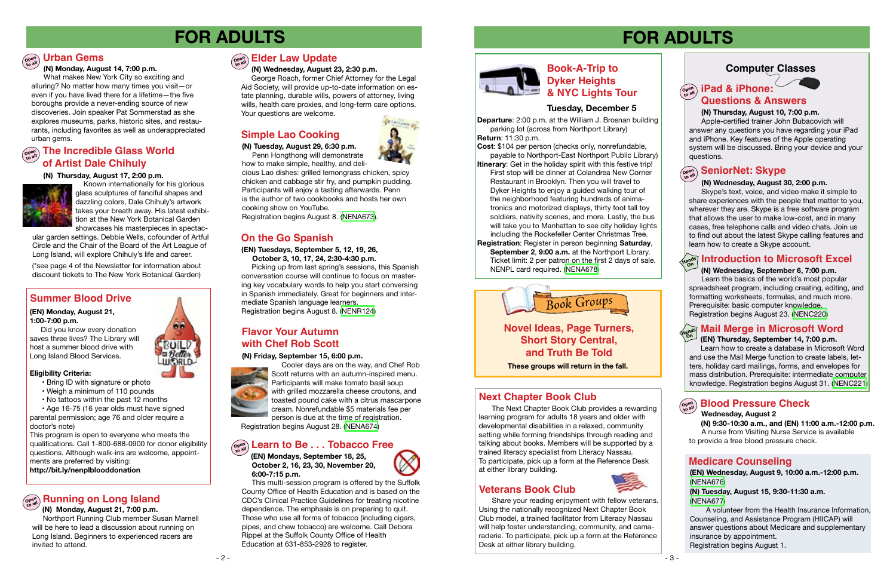# FOR ADULTS

## Urban Gems

**(N) Monday, August 14, 7:00 p.m.**

What makes New York City so exciting and alluring? No matter how many times you visit—or even if you have lived there for a lifetime—the five boroughs provide a never-ending source of new discoveries. Join speaker Pat Sommerstad as she explores museums, parks, historic sites, and restaurants, including favorites as well as underappreciated urban gems.

## The Incredible Glass World of Artist Dale Chihuly

**(N) Thursday, August 17, 2:00 p.m.**

Known internationally for his glorious glass sculptures of fanciful shapes and dazzling colors, Dale Chihuly's artwork takes your breath away. His latest exhibition at the New York Botanical Garden showcases his masterpieces in spectacular garden settings. Debbie Wells, cofounder of Artful Circle and the Chair of the Board of the Art League of Long Island, will explore Chihuly's life and career.

(*see page 4 of the Newsletter for information about discount tickets to The New York Botanical Garden)

## Summer Blood Drive

**(EN) Monday, August 21, 1:00-7:00 p.m.**

Did you know every donation saves three lives? The Library will host a summer blood drive with Long Island Blood Services.

**Eligibility Criteria:**

- Bring ID with signature or photo
- Weigh a minimum of 110 pounds
- No tattoos within the past 12 months
- Age 16-75 (16 year olds must have signed parental permission; age 76 and older require a doctor's note)

This program is open to everyone who meets the qualifications. Call 1-800-688-0900 for donor eligibility questions. Although walk-ins are welcome, appointments are preferred by visiting:
**http://bit.ly/nenplblooddonation**

## Running on Long Island

**(N) Monday, August 21, 7:00 p.m.**

Northport Running Club member Susan Marnell will be here to lead a discussion about running on Long Island. Beginners to experienced racers are invited to attend.

## Elder Law Update

**(N) Wednesday, August 23, 2:30 p.m.**

George Roach, former Chief Attorney for the Legal Aid Society, will provide up-to-date information on estate planning, durable wills, powers of attorney, living wills, health care proxies, and long-term care options. Your questions are welcome.

## Simple Lao Cooking

**(N) Tuesday, August 29, 6:30 p.m.**

Penn Hongthong will demonstrate how to make simple, healthy, and delicious Lao dishes: grilled lemongrass chicken, spicy chicken and cabbage stir fry, and pumpkin pudding. Participants will enjoy a tasting afterwards. Penn is the author of two cookbooks and hosts her own cooking show on YouTube.
Registration begins August 8. (NENA673)

## On the Go Spanish

**(EN) Tuesdays, September 5, 12, 19, 26, October 3, 10, 17, 24, 2:30-4:30 p.m.**

Picking up from last spring's sessions, this Spanish conversation course will continue to focus on mastering key vocabulary words to help you start conversing in Spanish immediately. Great for beginners and intermediate Spanish language learners.
Registration begins August 8. (NENR124)

## Flavor Your Autumn with Chef Rob Scott

**(N) Friday, September 15, 6:00 p.m.**

Cooler days are on the way, and Chef Rob Scott returns with an autumn-inspired menu. Participants will make tomato basil soup with grilled mozzarella cheese croutons, and toasted pound cake with a citrus mascarpone cream. Nonrefundable $5 materials fee per person is due at the time of registration.
Registration begins August 28. (NENA674)

## Learn to Be . . . Tobacco Free

**(EN) Mondays, September 18, 25, October 2, 16, 23, 30, November 20, 6:00-7:15 p.m.**

This multi-session program is offered by the Suffolk County Office of Health Education and is based on the CDC's Clinical Practice Guidelines for treating nicotine dependence. The emphasis is on preparing to quit. Those who use all forms of tobacco (including cigars, pipes, and chew tobacco) are welcome. Call Debora Rippel at the Suffolk County Office of Health Education at 631-853-2928 to register.

# FOR ADULTS

## Book-A-Trip to Dyker Heights & NYC Lights Tour

**Tuesday, December 5**

**Departure**: 2:00 p.m. at the William J. Brosnan building parking lot (across from Northport Library)
**Return**: 11:30 p.m.
**Cost**: $104 per person (checks only, nonrefundable, payable to Northport-East Northport Public Library)
**Itinerary**: Get in the holiday spirit with this festive trip! First stop will be dinner at Colandrea New Corner Restaurant in Brooklyn. Then you will travel to Dyker Heights to enjoy a guided walking tour of the neighborhood featuring hundreds of animatronics and motorized displays, thirty foot tall toy soldiers, nativity scenes, and more. Lastly, the bus will take you to Manhattan to see city holiday lights including the Rockefeller Center Christmas Tree.
**Registration**: Register in person beginning **Saturday, September 2**, **9:00 a.m.** at the Northport Library. Ticket limit: 2 per patron on the first 2 days of sale. NENPL card required. (NENA678)

## Book Groups

**Novel Ideas, Page Turners, Short Story Central, and Truth Be Told**

**These groups will return in the fall.**

## Next Chapter Book Club

The Next Chapter Book Club provides a rewarding learning program for adults 18 years and older with developmental disabilities in a relaxed, community setting while forming friendships through reading and talking about books. Members will be supported by a trained literacy specialist from Literacy Nassau.
To participate, pick up a form at the Reference Desk at either library building.

## Veterans Book Club

Share your reading enjoyment with fellow veterans. Using the nationally recognized Next Chapter Book Club model, a trained facilitator from Literacy Nassau will help foster understanding, community, and camaraderie. To participate, pick up a form at the Reference Desk at either library building.

## Computer Classes

### iPad & iPhone: Questions & Answers

**(N) Thursday, August 10, 7:00 p.m.**

Apple-certified trainer John Bubacovich will answer any questions you have regarding your iPad and iPhone. Key features of the Apple operating system will be discussed. Bring your device and your questions.

### SeniorNet: Skype

**(N) Wednesday, August 30, 2:00 p.m.**

Skype's text, voice, and video make it simple to share experiences with the people that matter to you, wherever they are. Skype is a free software program that allows the user to make low-cost, and in many cases, free telephone calls and video chats. Join us to find out about the latest Skype calling features and learn how to create a Skype account.

### Introduction to Microsoft Excel

**(N) Wednesday, September 6, 7:00 p.m.**

Learn the basics of the world's most popular spreadsheet program, including creating, editing, and formatting worksheets, formulas, and much more. Prerequisite: basic computer knowledge.
Registration begins August 23. (NENC220)

### Mail Merge in Microsoft Word

**(EN) Thursday, September 14, 7:00 p.m.**

Learn how to create a database in Microsoft Word and use the Mail Merge function to create labels, letters, holiday card mailings, forms, and envelopes for mass distribution. Prerequisite: intermediate computer knowledge. Registration begins August 31. (NENC221)

## Blood Pressure Check

**Wednesday, August 2**
**(N) 9:30-10:30 a.m., and (EN) 11:00 a.m.-12:00 p.m.**

A nurse from Visiting Nurse Service is available to provide a free blood pressure check.

## Medicare Counseling

**(EN) Wednesday, August 9, 10:00 a.m.-12:00 p.m.** (NENA676)
**(N) Tuesday, August 15, 9:30-11:30 a.m.** (NENA677)

A volunteer from the Health Insurance Information, Counseling, and Assistance Program (HIICAP) will answer questions about Medicare and supplementary insurance by appointment.
Registration begins August 1.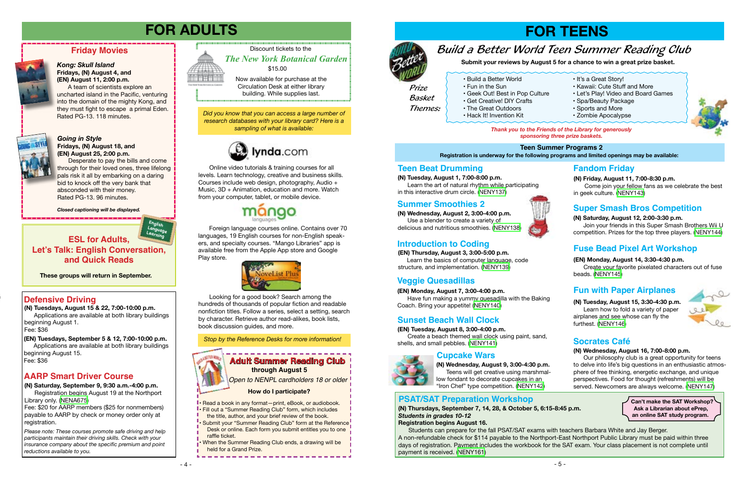# FOR ADULTS

## Friday Movies

***Kong: Skull Island***
**Fridays, (N) August 4, and (EN) August 11, 2:00 p.m.**

A team of scientists explore an uncharted island in the Pacific, venturing into the domain of the mighty Kong, and they must fight to escape a primal Eden. Rated PG-13. 118 minutes.

***Going in Style***
**Fridays, (N) August 18, and (EN) August 25, 2:00 p.m.**

Desperate to pay the bills and come through for their loved ones, three lifelong pals risk it all by embarking on a daring bid to knock off the very bank that absconded with their money. Rated PG-13. 96 minutes.

***Closed captioning will be displayed.***

## ESL for Adults, Let's Talk: English Conversation, and Quick Reads

English Language Learning

**These groups will return in September.**

## Defensive Driving

**(N) Tuesdays, August 15 & 22, 7:00-10:00 p.m.**

Applications are available at both library buildings beginning August 1.
Fee: $36

**(EN) Tuesdays, September 5 & 12, 7:00-10:00 p.m.**

Applications are available at both library buildings beginning August 15.
Fee: $36

## AARP Smart Driver Course

**(N) Saturday, September 9, 9:30 a.m.-4:00 p.m.**

Registration begins August 19 at the Northport Library only. (NENA675)
Fee: $20 for AARP members ($25 for nonmembers) payable to AARP by check or money order only at registration.

*Please note: These courses promote safe driving and help participants maintain their driving skills. Check with your insurance company about the specific premium and point reductions available to you.*

Discount tickets to the
*The New York Botanical Garden*
$15.00
Now available for purchase at the Circulation Desk at either library building. While supplies last.

*Did you know that you can access a large number of research databases with your library card? Here is a sampling of what is available:*

**lynda.com**

Online video tutorials & training courses for all levels. Learn technology, creative and business skills. Courses include web design, photography, Audio + Music, 3D + Animation, education and more. Watch from your computer, tablet, or mobile device.

**mango languages**

Foreign language courses online. Contains over 70 languages, 19 English courses for non-English speakers, and specialty courses. "Mango Libraries" app is available free from the Apple App store and Google Play store.

**NoveList Plus**

Looking for a good book? Search among the hundreds of thousands of popular fiction and readable nonfiction titles. Follow a series, select a setting, search by character. Retrieve author read-alikes, book lists, book discussion guides, and more.

*Stop by the Reference Desks for more information!*

## Adult Summer Reading Club

**through August 5**
*Open to NENPL cardholders 18 or older*

**How do I participate?**

- Read a book in any format—print, eBook, or audiobook.
- Fill out a "Summer Reading Club" form, which includes the title, author, and your brief review of the book.
- Submit your "Summer Reading Club" form at the Reference Desk or online. Each form you submit entitles you to one raffle ticket.
- When the Summer Reading Club ends, a drawing will be held for a Grand Prize.

# FOR TEENS

## *Build a Better World Teen Summer Reading Club*

**Submit your reviews by August 5 for a chance to win a great prize basket.**

*Prize Basket Themes:*

- Build a Better World
- Fun in the Sun
- Geek Out! Best in Pop Culture
- Get Creative! DIY Crafts
- The Great Outdoors
- Hack It! Invention Kit
- It's a Great Story!
- Kawaii: Cute Stuff and More
- Let's Play! Video and Board Games
- Spa/Beauty Package
- Sports and More
- Zombie Apocalypse

***Thank you to the Friends of the Library for generously sponsoring three prize baskets.***

**Teen Summer Programs 2**
**Registration is underway for the following programs and limited openings may be available:**

## Teen Beat Drumming

**(N) Tuesday, August 1, 7:00-8:00 p.m.**

Learn the art of natural rhythm while participating in this interactive drum circle. (NENY137)

## Summer Smoothies 2

**(N) Wednesday, August 2, 3:00-4:00 p.m.**

Use a blender to create a variety of delicious and nutritious smoothies. (NENY138)

## Introduction to Coding

**(EN) Thursday, August 3, 3:00-5:00 p.m.**

Learn the basics of computer language, code structure, and implementation. (NENY139)

## Veggie Quesadillas

**(EN) Monday, August 7, 3:00-4:00 p.m.**

Have fun making a yummy quesadilla with the Baking Coach. Bring your appetite! (NENY140)

## Sunset Beach Wall Clock

**(EN) Tuesday, August 8, 3:00-4:00 p.m.**

Create a beach themed wall clock using paint, sand, shells, and small pebbles. (NENY141)

## Cupcake Wars

**(N) Wednesday, August 9, 3:00-4:30 p.m.**

Teens will get creative using marshmallow fondant to decorate cupcakes in an "Iron Chef" type competition. (NENY142)

## Fandom Friday

**(N) Friday, August 11, 7:00-8:30 p.m.**

Come join your fellow fans as we celebrate the best in geek culture. (NENY143)

## Super Smash Bros Competition

**(N) Saturday, August 12, 2:00-3:30 p.m.**

Join your friends in this Super Smash Brothers Wii U competition. Prizes for the top three players. (NENY144)

## Fuse Bead Pixel Art Workshop

**(EN) Monday, August 14, 3:30-4:30 p.m.**

Create your favorite pixelated characters out of fuse beads. (NENY145)

## Fun with Paper Airplanes

**(N) Tuesday, August 15, 3:30-4:30 p.m.**

Learn how to fold a variety of paper airplanes and see whose can fly the furthest. (NENY146)

## Socrates Café

**(N) Wednesday, August 16, 7:00-8:00 p.m.**

Our philosophy club is a great opportunity for teens to delve into life's big questions in an enthusiastic atmosphere of free thinking, energetic exchange, and unique perspectives. Food for thought (refreshments) will be served. Newcomers are always welcome. (NENY147)

## PSAT/SAT Preparation Workshop

**(N) Thursdays, September 7, 14, 28, & October 5, 6:15-8:45 p.m.**
***Students in grades 10-12***
**Registration begins August 16.**

Students can prepare for the fall PSAT/SAT exams with teachers Barbara White and Jay Berger. A non-refundable check for $114 payable to the Northport-East Northport Public Library must be paid within three days of registration. Payment includes the workbook for the SAT exam. Your class placement is not complete until payment is received. (NENY161)

**Can't make the SAT Workshop? Ask a Librarian about ePrep, an online SAT study program.**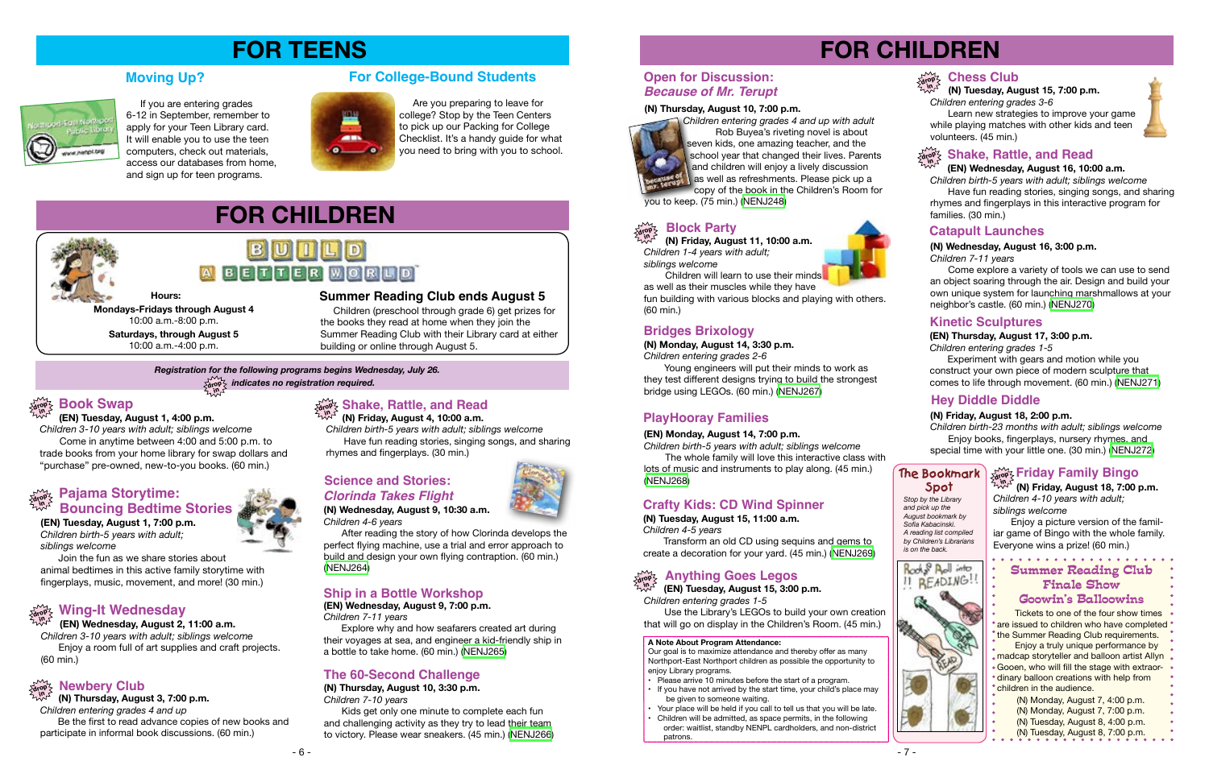# FOR TEENS

## Moving Up?

If you are entering grades 6-12 in September, remember to apply for your Teen Library card. It will enable you to use the teen computers, check out materials, access our databases from home, and sign up for teen programs.

## For College-Bound Students

Are you preparing to leave for college? Stop by the Teen Centers to pick up our Packing for College Checklist. It's a handy guide for what you need to bring with you to school.

# FOR CHILDREN

**BUILD A BETTER WORLD**

**Hours:**
**Mondays-Fridays through August 4**
10:00 a.m.-8:00 p.m.
**Saturdays, through August 5**
10:00 a.m.-4:00 p.m.

## Summer Reading Club ends August 5

Children (preschool through grade 6) get prizes for the books they read at home when they join the Summer Reading Club with their Library card at either building or online through August 5.

***Registration for the following programs begins Wednesday, July 26.***
***drop in indicates no registration required.***

### Book Swap (drop in)

**(EN) Tuesday, August 1, 4:00 p.m.**
*Children 3-10 years with adult; siblings welcome*
Come in anytime between 4:00 and 5:00 p.m. to trade books from your home library for swap dollars and "purchase" pre-owned, new-to-you books. (60 min.)

### Pajama Storytime: Bouncing Bedtime Stories (drop in)

**(EN) Tuesday, August 1, 7:00 p.m.**
*Children birth-5 years with adult; siblings welcome*
Join the fun as we share stories about animal bedtimes in this active family storytime with fingerplays, music, movement, and more! (30 min.)

### Wing-It Wednesday (drop in)

**(EN) Wednesday, August 2, 11:00 a.m.**
*Children 3-10 years with adult; siblings welcome*
Enjoy a room full of art supplies and craft projects. (60 min.)

### Newbery Club (drop in)

**(N) Thursday, August 3, 7:00 p.m.**
*Children entering grades 4 and up*
Be the first to read advance copies of new books and participate in informal book discussions. (60 min.)

### Shake, Rattle, and Read (drop in)

**(N) Friday, August 4, 10:00 a.m.**
*Children birth-5 years with adult; siblings welcome*
Have fun reading stories, singing songs, and sharing rhymes and fingerplays. (30 min.)

### Science and Stories: *Clorinda Takes Flight*

**(N) Wednesday, August 9, 10:30 a.m.**
*Children 4-6 years*
After reading the story of how Clorinda develops the perfect flying machine, use a trial and error approach to build and design your own flying contraption. (60 min.) (NENJ264)

### Ship in a Bottle Workshop

**(EN) Wednesday, August 9, 7:00 p.m.**
*Children 7-11 years*
Explore why and how seafarers created art during their voyages at sea, and engineer a kid-friendly ship in a bottle to take home. (60 min.) (NENJ265)

### The 60-Second Challenge

**(N) Thursday, August 10, 3:30 p.m.**
*Children 7-10 years*
Kids get only one minute to complete each fun and challenging activity as they try to lead their team to victory. Please wear sneakers. (45 min.) (NENJ266)

# FOR CHILDREN

### Open for Discussion: *Because of Mr. Terupt*

**(N) Thursday, August 10, 7:00 p.m.**
*Children entering grades 4 and up with adult*
Rob Buyea's riveting novel is about seven kids, one amazing teacher, and the school year that changed their lives. Parents and children will enjoy a lively discussion as well as refreshments. Please pick up a copy of the book in the Children's Room for you to keep. (75 min.) (NENJ248)

### Block Party (drop in)

**(N) Friday, August 11, 10:00 a.m.**
*Children 1-4 years with adult; siblings welcome*
Children will learn to use their minds as well as their muscles while they have fun building with various blocks and playing with others. (60 min.)

### Bridges Brixology

**(N) Monday, August 14, 3:30 p.m.**
*Children entering grades 2-6*
Young engineers will put their minds to work as they test different designs trying to build the strongest bridge using LEGOs. (60 min.) (NENJ267)

### PlayHooray Families

**(EN) Monday, August 14, 7:00 p.m.**
*Children birth-5 years with adult; siblings welcome*
The whole family will love this interactive class with lots of music and instruments to play along. (45 min.) (NENJ268)

### Crafty Kids: CD Wind Spinner

**(N) Tuesday, August 15, 11:00 a.m.**
*Children 4-5 years*
Transform an old CD using sequins and gems to create a decoration for your yard. (45 min.) (NENJ269)

### Anything Goes Legos (drop in)

**(EN) Tuesday, August 15, 3:00 p.m.**
*Children entering grades 1-5*
Use the Library's LEGOs to build your own creation that will go on display in the Children's Room. (45 min.)

**A Note About Program Attendance:**
Our goal is to maximize attendance and thereby offer as many Northport-East Northport children as possible the opportunity to enjoy Library programs.
- Please arrive 10 minutes before the start of a program.
- If you have not arrived by the start time, your child's place may be given to someone waiting.
- Your place will be held if you call to tell us that you will be late.
- Children will be admitted, as space permits, in the following order: waitlist, standby NENPL cardholders, and non-district patrons.

### Chess Club (drop in)

**(N) Tuesday, August 15, 7:00 p.m.**
*Children entering grades 3-6*
Learn new strategies to improve your game while playing matches with other kids and teen volunteers. (45 min.)

### Shake, Rattle, and Read (drop in)

**(EN) Wednesday, August 16, 10:00 a.m.**
*Children birth-5 years with adult; siblings welcome*
Have fun reading stories, singing songs, and sharing rhymes and fingerplays in this interactive program for families. (30 min.)

### Catapult Launches

**(N) Wednesday, August 16, 3:00 p.m.**
*Children 7-11 years*
Come explore a variety of tools we can use to send an object soaring through the air. Design and build your own unique system for launching marshmallows at your neighbor's castle. (60 min.) (NENJ270)

### Kinetic Sculptures

**(EN) Thursday, August 17, 3:00 p.m.**
*Children entering grades 1-5*
Experiment with gears and motion while you construct your own piece of modern sculpture that comes to life through movement. (60 min.) (NENJ271)

### Hey Diddle Diddle

**(N) Friday, August 18, 2:00 p.m.**
*Children birth-23 months with adult; siblings welcome*
Enjoy books, fingerplays, nursery rhymes, and special time with your little one. (30 min.) (NENJ272)

### The Bookmark Spot

*Stop by the Library and pick up the August bookmark by Sofia Kabacinski. A reading list compiled by Children's Librarians is on the back.*

### Friday Family Bingo (drop in)

**(N) Friday, August 18, 7:00 p.m.**
*Children 4-10 years with adult; siblings welcome*
Enjoy a picture version of the familiar game of Bingo with the whole family. Everyone wins a prize! (60 min.)

### Summer Reading Club Finale Show: Goowin's Balloowins

Tickets to one of the four show times are issued to children who have completed the Summer Reading Club requirements.
Enjoy a truly unique performance by madcap storyteller and balloon artist Allyn Gooen, who will fill the stage with extraordinary balloon creations with help from children in the audience.

(N) Monday, August 7, 4:00 p.m.
(N) Monday, August 7, 7:00 p.m.
(N) Tuesday, August 8, 4:00 p.m.
(N) Tuesday, August 8, 7:00 p.m.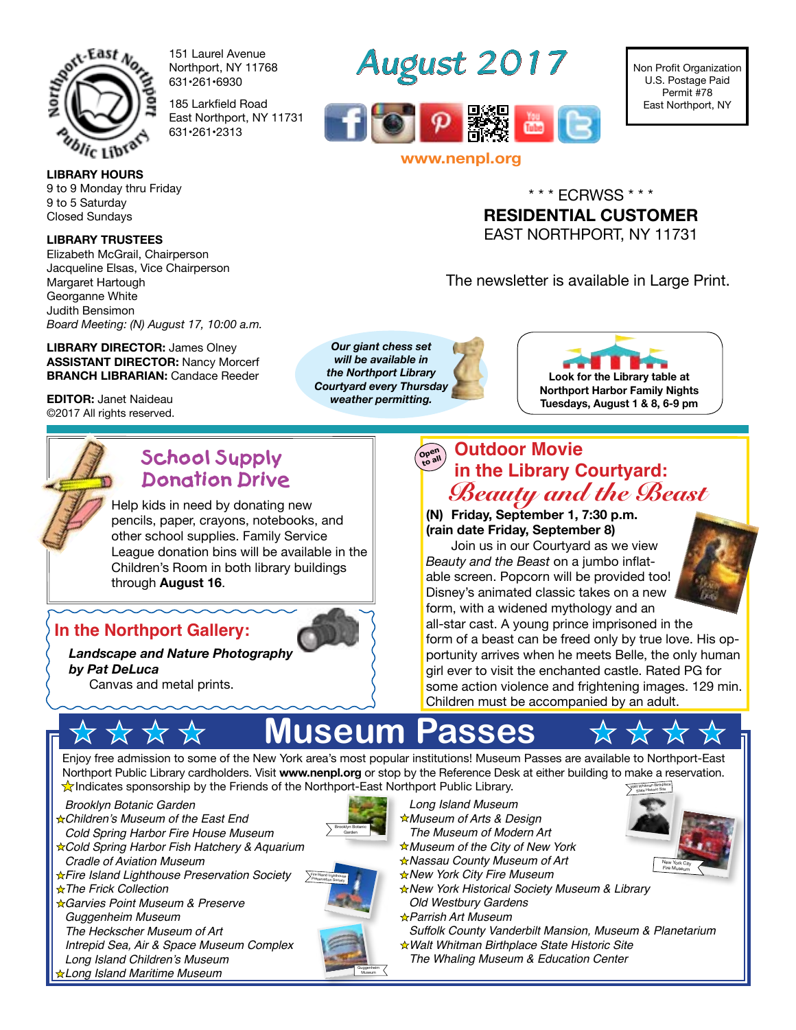151 Laurel Avenue
Northport, NY 11768
631•261•6930

185 Larkfield Road
East Northport, NY 11731
631•261•2313

# August 2017

www.nenpl.org

Non Profit Organization
U.S. Postage Paid
Permit #78
East Northport, NY

**LIBRARY HOURS**
9 to 9 Monday thru Friday
9 to 5 Saturday
Closed Sundays

**LIBRARY TRUSTEES**
Elizabeth McGrail, Chairperson
Jacqueline Elsas, Vice Chairperson
Margaret Hartough
Georganne White
Judith Bensimon
*Board Meeting: (N) August 17, 10:00 a.m.*

**LIBRARY DIRECTOR:** James Olney
**ASSISTANT DIRECTOR:** Nancy Morcerf
**BRANCH LIBRARIAN:** Candace Reeder

**EDITOR:** Janet Naideau
©2017 All rights reserved.

\* \* \* ECRWSS \* \* \*
**RESIDENTIAL CUSTOMER**
EAST NORTHPORT, NY 11731

The newsletter is available in Large Print.

***Our giant chess set will be available in the Northport Library Courtyard every Thursday weather permitting.***

**Look for the Library table at Northport Harbor Family Nights Tuesdays, August 1 & 8, 6-9 pm**

## School Supply Donation Drive

Help kids in need by donating new pencils, paper, crayons, notebooks, and other school supplies. Family Service League donation bins will be available in the Children's Room in both library buildings through **August 16**.

## In the Northport Gallery:

***Landscape and Nature Photography by Pat DeLuca***
Canvas and metal prints.

Open to all

## Outdoor Movie in the Library Courtyard: *Beauty and the Beast*

**(N) Friday, September 1, 7:30 p.m.**
**(rain date Friday, September 8)**

Join us in our Courtyard as we view *Beauty and the Beast* on a jumbo inflatable screen. Popcorn will be provided too! Disney's animated classic takes on a new form, with a widened mythology and an all-star cast. A young prince imprisoned in the form of a beast can be freed only by true love. His opportunity arrives when he meets Belle, the only human girl ever to visit the enchanted castle. Rated PG for some action violence and frightening images. 129 min. Children must be accompanied by an adult.

# ★ ★ ★ ★ Museum Passes ★ ★ ★ ★

Enjoy free admission to some of the New York area's most popular institutions! Museum Passes are available to Northport-East Northport Public Library cardholders. Visit **www.nenpl.org** or stop by the Reference Desk at either building to make a reservation.
☆Indicates sponsorship by the Friends of the Northport-East Northport Public Library.

- *Brooklyn Botanic Garden*
- ☆*Children's Museum of the East End*
- *Cold Spring Harbor Fire House Museum*
- ☆*Cold Spring Harbor Fish Hatchery & Aquarium*
- *Cradle of Aviation Museum*
- ☆*Fire Island Lighthouse Preservation Society*
- ☆*The Frick Collection*
- ☆*Garvies Point Museum & Preserve*
- *Guggenheim Museum*
- *The Heckscher Museum of Art*
- *Intrepid Sea, Air & Space Museum Complex*
- *Long Island Children's Museum*
- ☆*Long Island Maritime Museum*
- *Long Island Museum*
- ☆*Museum of Arts & Design*
- *The Museum of Modern Art*
- ☆*Museum of the City of New York*
- ☆*Nassau County Museum of Art*
- ☆*New York City Fire Museum*
- ☆*New York Historical Society Museum & Library*
- *Old Westbury Gardens*
- ☆*Parrish Art Museum*
- *Suffolk County Vanderbilt Mansion, Museum & Planetarium*
- ☆*Walt Whitman Birthplace State Historic Site*
- *The Whaling Museum & Education Center*

Brooklyn Botanic Garden

Fire Island Lighthouse Preservation Society

Guggenheim Museum

Walt Whitman Birthplace State Historic Site

New York City Fire Museum